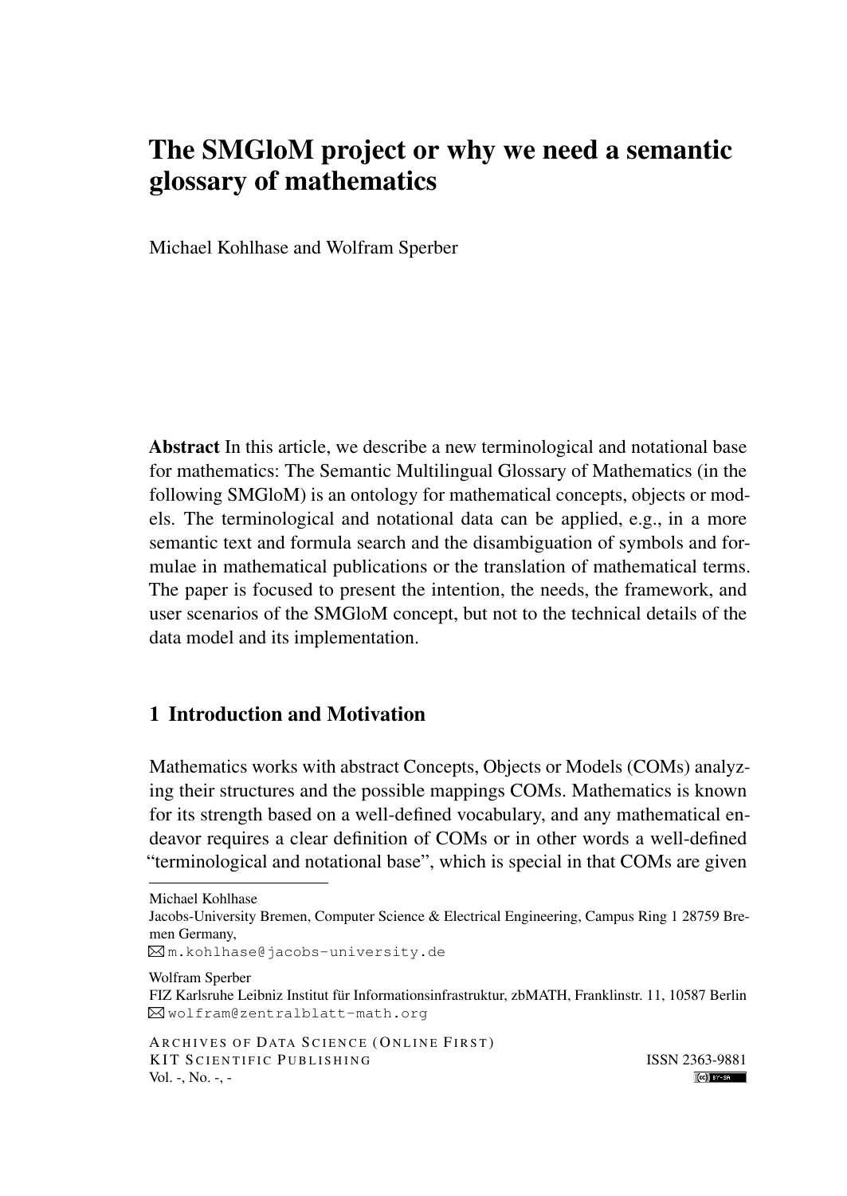# The SMGloM project or why we need a semantic glossary of mathematics

Michael Kohlhase and Wolfram Sperber

**Abstract** In this article, we describe a new terminological and notational base for mathematics: The Semantic Multilingual Glossary of Mathematics (in the following SMGloM) is an ontology for mathematical concepts, objects or models. The terminological and notational data can be applied, e.g., in a more semantic text and formula search and the disambiguation of symbols and formulae in mathematical publications or the translation of mathematical terms. The paper is focused to present the intention, the needs, the framework, and user scenarios of the SMGloM concept, but not to the technical details of the data model and its implementation.

## 1 Introduction and Motivation

Mathematics works with abstract Concepts, Objects or Models (COMs) analyzing their structures and the possible mappings COMs. Mathematics is known for its strength based on a well-defined vocabulary, and any mathematical endeavor requires a clear definition of COMs or in other words a well-defined "terminological and notational base", which is special in that COMs are given

---

Michael Kohlhase
Jacobs-University Bremen, Computer Science & Electrical Engineering, Campus Ring 1 28759 Bremen Germany,
m.kohlhase@jacobs-university.de

Wolfram Sperber
FIZ Karlsruhe Leibniz Institut für Informationsinfrastruktur, zbMATH, Franklinstr. 11, 10587 Berlin
wolfram@zentralblatt-math.org

ARCHIVES OF DATA SCIENCE (ONLINE FIRST)
KIT SCIENTIFIC PUBLISHING
Vol. -, No. -, -
ISSN 2363-9881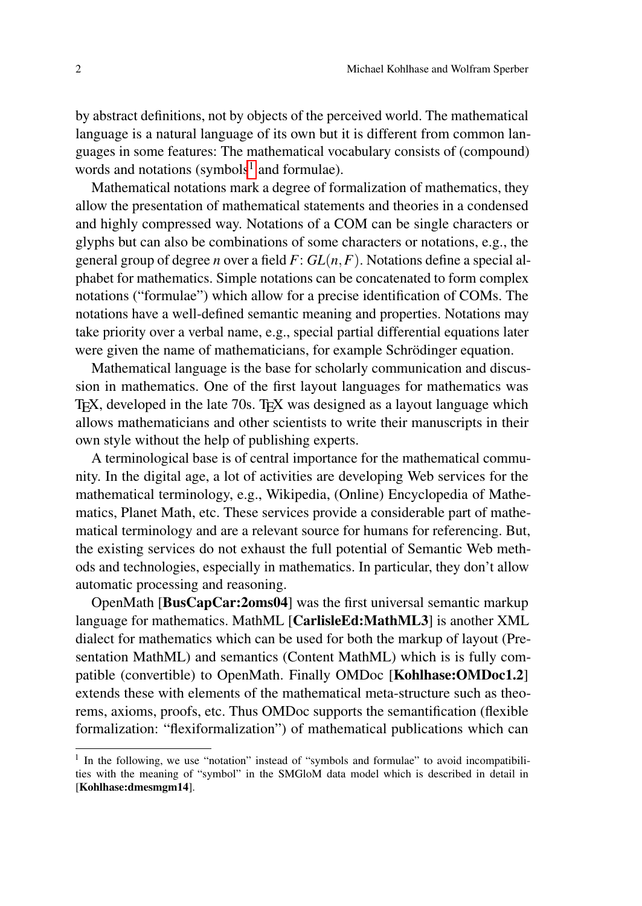by abstract definitions, not by objects of the perceived world. The mathematical language is a natural language of its own but it is different from common languages in some features: The mathematical vocabulary consists of (compound) words and notations (symbols[1] and formulae).

Mathematical notations mark a degree of formalization of mathematics, they allow the presentation of mathematical statements and theories in a condensed and highly compressed way. Notations of a COM can be single characters or glyphs but can also be combinations of some characters or notations, e.g., the general group of degree $n$ over a field $F$: $GL(n,F)$. Notations define a special alphabet for mathematics. Simple notations can be concatenated to form complex notations ("formulae") which allow for a precise identification of COMs. The notations have a well-defined semantic meaning and properties. Notations may take priority over a verbal name, e.g., special partial differential equations later were given the name of mathematicians, for example Schrödinger equation.

Mathematical language is the base for scholarly communication and discussion in mathematics. One of the first layout languages for mathematics was TEX, developed in the late 70s. TEX was designed as a layout language which allows mathematicians and other scientists to write their manuscripts in their own style without the help of publishing experts.

A terminological base is of central importance for the mathematical community. In the digital age, a lot of activities are developing Web services for the mathematical terminology, e.g., Wikipedia, (Online) Encyclopedia of Mathematics, Planet Math, etc. These services provide a considerable part of mathematical terminology and are a relevant source for humans for referencing. But, the existing services do not exhaust the full potential of Semantic Web methods and technologies, especially in mathematics. In particular, they don't allow automatic processing and reasoning.

OpenMath [**BusCapCar:2oms04**] was the first universal semantic markup language for mathematics. MathML [**CarlisleEd:MathML3**] is another XML dialect for mathematics which can be used for both the markup of layout (Presentation MathML) and semantics (Content MathML) which is is fully compatible (convertible) to OpenMath. Finally OMDoc [**Kohlhase:OMDoc1.2**] extends these with elements of the mathematical meta-structure such as theorems, axioms, proofs, etc. Thus OMDoc supports the semantification (flexible formalization: "flexiformalization") of mathematical publications which can

---

[1] In the following, we use "notation" instead of "symbols and formulae" to avoid incompatibilities with the meaning of "symbol" in the SMGloM data model which is described in detail in [**Kohlhase:dmesmgm14**].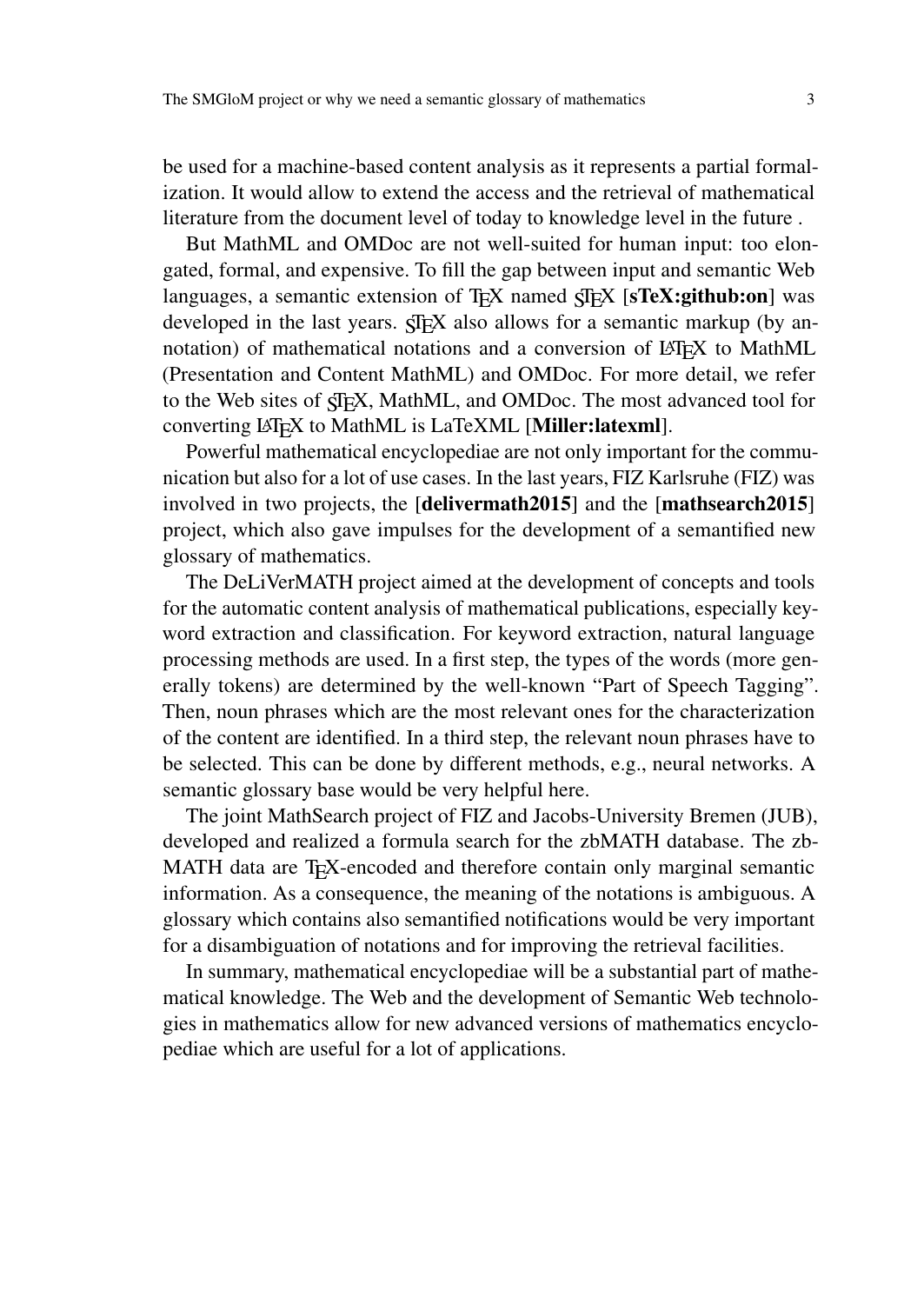be used for a machine-based content analysis as it represents a partial formalization. It would allow to extend the access and the retrieval of mathematical literature from the document level of today to knowledge level in the future .

But MathML and OMDoc are not well-suited for human input: too elongated, formal, and expensive. To fill the gap between input and semantic Web languages, a semantic extension of TeX named sTeX [**sTeX:github:on**] was developed in the last years. sTeX also allows for a semantic markup (by annotation) of mathematical notations and a conversion of LaTeX to MathML (Presentation and Content MathML) and OMDoc. For more detail, we refer to the Web sites of sTeX, MathML, and OMDoc. The most advanced tool for converting LaTeX to MathML is LaTeXML [**Miller:latexml**].

Powerful mathematical encyclopediae are not only important for the communication but also for a lot of use cases. In the last years, FIZ Karlsruhe (FIZ) was involved in two projects, the [**delivermath2015**] and the [**mathsearch2015**] project, which also gave impulses for the development of a semantified new glossary of mathematics.

The DeLiVerMATH project aimed at the development of concepts and tools for the automatic content analysis of mathematical publications, especially keyword extraction and classification. For keyword extraction, natural language processing methods are used. In a first step, the types of the words (more generally tokens) are determined by the well-known "Part of Speech Tagging". Then, noun phrases which are the most relevant ones for the characterization of the content are identified. In a third step, the relevant noun phrases have to be selected. This can be done by different methods, e.g., neural networks. A semantic glossary base would be very helpful here.

The joint MathSearch project of FIZ and Jacobs-University Bremen (JUB), developed and realized a formula search for the zbMATH database. The zbMATH data are TeX-encoded and therefore contain only marginal semantic information. As a consequence, the meaning of the notations is ambiguous. A glossary which contains also semantified notifications would be very important for a disambiguation of notations and for improving the retrieval facilities.

In summary, mathematical encyclopediae will be a substantial part of mathematical knowledge. The Web and the development of Semantic Web technologies in mathematics allow for new advanced versions of mathematics encyclopediae which are useful for a lot of applications.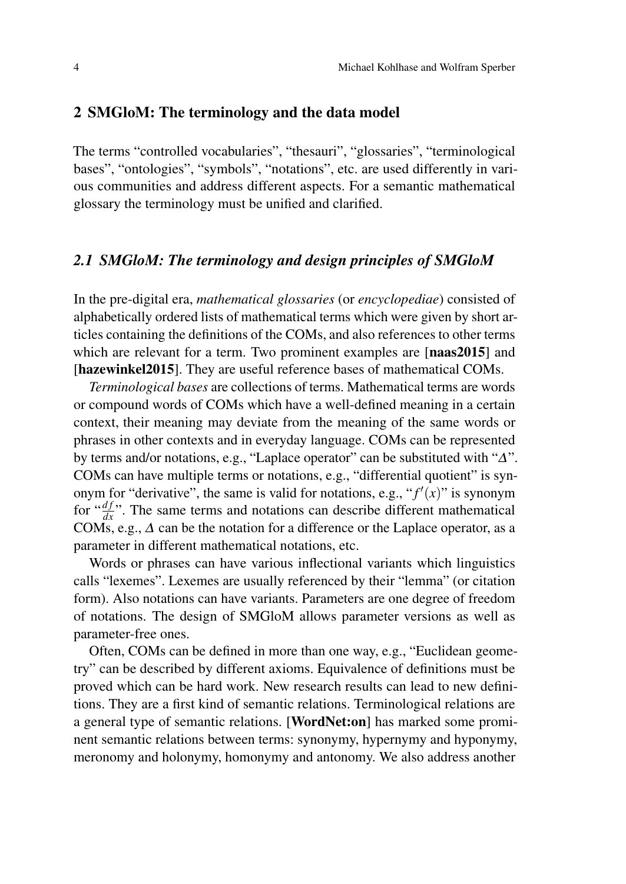## 2 SMGloM: The terminology and the data model

The terms “controlled vocabularies”, “thesauri”, “glossaries”, “terminological bases”, “ontologies”, “symbols”, “notations”, etc. are used differently in various communities and address different aspects. For a semantic mathematical glossary the terminology must be unified and clarified.

### *2.1 SMGloM: The terminology and design principles of SMGloM*

In the pre-digital era, *mathematical glossaries* (or *encyclopediae*) consisted of alphabetically ordered lists of mathematical terms which were given by short articles containing the definitions of the COMs, and also references to other terms which are relevant for a term. Two prominent examples are [**naas2015**] and [**hazewinkel2015**]. They are useful reference bases of mathematical COMs.

*Terminological bases* are collections of terms. Mathematical terms are words or compound words of COMs which have a well-defined meaning in a certain context, their meaning may deviate from the meaning of the same words or phrases in other contexts and in everyday language. COMs can be represented by terms and/or notations, e.g., “Laplace operator” can be substituted with “$\Delta$”. COMs can have multiple terms or notations, e.g., “differential quotient” is synonym for “derivative”, the same is valid for notations, e.g., “$f'(x)$” is synonym for “$\frac{df}{dx}$”. The same terms and notations can describe different mathematical COMs, e.g., $\Delta$ can be the notation for a difference or the Laplace operator, as a parameter in different mathematical notations, etc.

Words or phrases can have various inflectional variants which linguistics calls “lexemes”. Lexemes are usually referenced by their “lemma” (or citation form). Also notations can have variants. Parameters are one degree of freedom of notations. The design of SMGloM allows parameter versions as well as parameter-free ones.

Often, COMs can be defined in more than one way, e.g., “Euclidean geometry” can be described by different axioms. Equivalence of definitions must be proved which can be hard work. New research results can lead to new definitions. They are a first kind of semantic relations. Terminological relations are a general type of semantic relations. [**WordNet:on**] has marked some prominent semantic relations between terms: synonymy, hypernymy and hyponymy, meronomy and holonymy, homonymy and antonomy. We also address another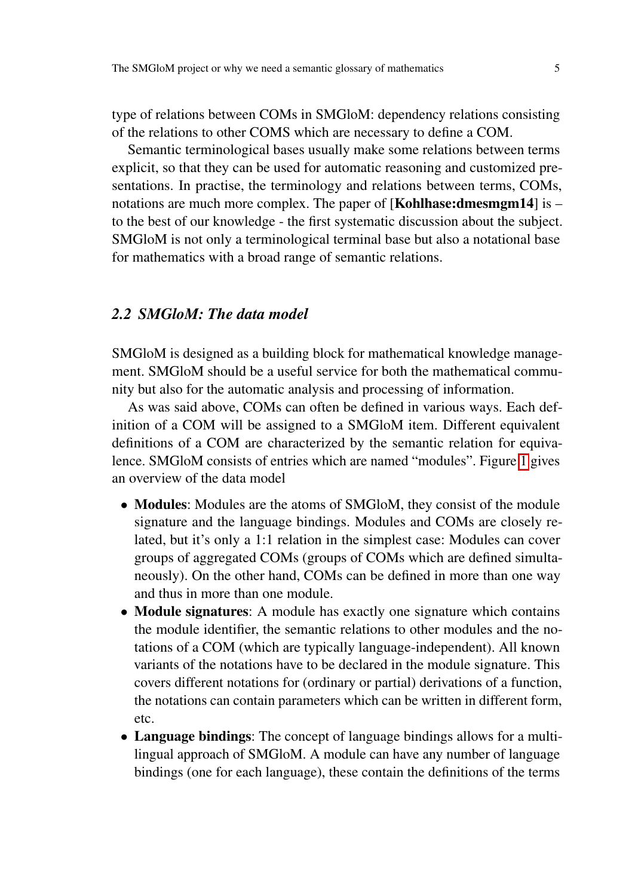type of relations between COMs in SMGloM: dependency relations consisting of the relations to other COMS which are necessary to define a COM.

Semantic terminological bases usually make some relations between terms explicit, so that they can be used for automatic reasoning and customized presentations. In practise, the terminology and relations between terms, COMs, notations are much more complex. The paper of [**Kohlhase:dmesmgm14**] is – to the best of our knowledge - the first systematic discussion about the subject. SMGloM is not only a terminological terminal base but also a notational base for mathematics with a broad range of semantic relations.

### *2.2 SMGloM: The data model*

SMGloM is designed as a building block for mathematical knowledge management. SMGloM should be a useful service for both the mathematical community but also for the automatic analysis and processing of information.

As was said above, COMs can often be defined in various ways. Each definition of a COM will be assigned to a SMGloM item. Different equivalent definitions of a COM are characterized by the semantic relation for equivalence. SMGloM consists of entries which are named "modules". Figure 1 gives an overview of the data model

- **Modules**: Modules are the atoms of SMGloM, they consist of the module signature and the language bindings. Modules and COMs are closely related, but it's only a 1:1 relation in the simplest case: Modules can cover groups of aggregated COMs (groups of COMs which are defined simultaneously). On the other hand, COMs can be defined in more than one way and thus in more than one module.
- **Module signatures**: A module has exactly one signature which contains the module identifier, the semantic relations to other modules and the notations of a COM (which are typically language-independent). All known variants of the notations have to be declared in the module signature. This covers different notations for (ordinary or partial) derivations of a function, the notations can contain parameters which can be written in different form, etc.
- **Language bindings**: The concept of language bindings allows for a multilingual approach of SMGloM. A module can have any number of language bindings (one for each language), these contain the definitions of the terms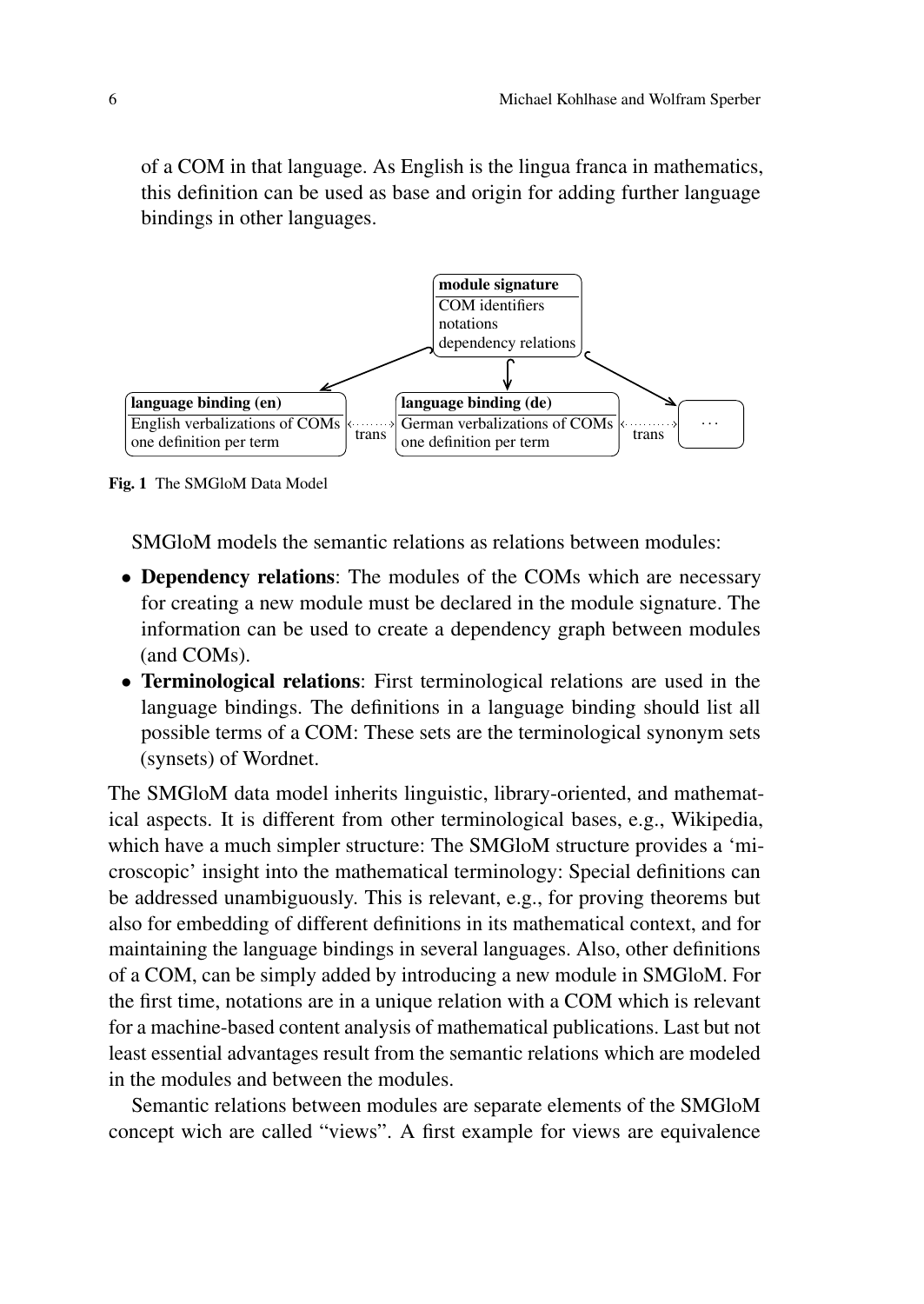of a COM in that language. As English is the lingua franca in mathematics, this definition can be used as base and origin for adding further language bindings in other languages.

**module signature**
COM identifiers
notations
dependency relations

**language binding (en)**
English verbalizations of COMs
one definition per term

trans

**language binding (de)**
German verbalizations of COMs
one definition per term

trans

...

**Fig. 1** The SMGloM Data Model

SMGloM models the semantic relations as relations between modules:

- **Dependency relations**: The modules of the COMs which are necessary for creating a new module must be declared in the module signature. The information can be used to create a dependency graph between modules (and COMs).
- **Terminological relations**: First terminological relations are used in the language bindings. The definitions in a language binding should list all possible terms of a COM: These sets are the terminological synonym sets (synsets) of Wordnet.

The SMGloM data model inherits linguistic, library-oriented, and mathematical aspects. It is different from other terminological bases, e.g., Wikipedia, which have a much simpler structure: The SMGloM structure provides a 'microscopic' insight into the mathematical terminology: Special definitions can be addressed unambiguously. This is relevant, e.g., for proving theorems but also for embedding of different definitions in its mathematical context, and for maintaining the language bindings in several languages. Also, other definitions of a COM, can be simply added by introducing a new module in SMGloM. For the first time, notations are in a unique relation with a COM which is relevant for a machine-based content analysis of mathematical publications. Last but not least essential advantages result from the semantic relations which are modeled in the modules and between the modules.

Semantic relations between modules are separate elements of the SMGloM concept wich are called "views". A first example for views are equivalence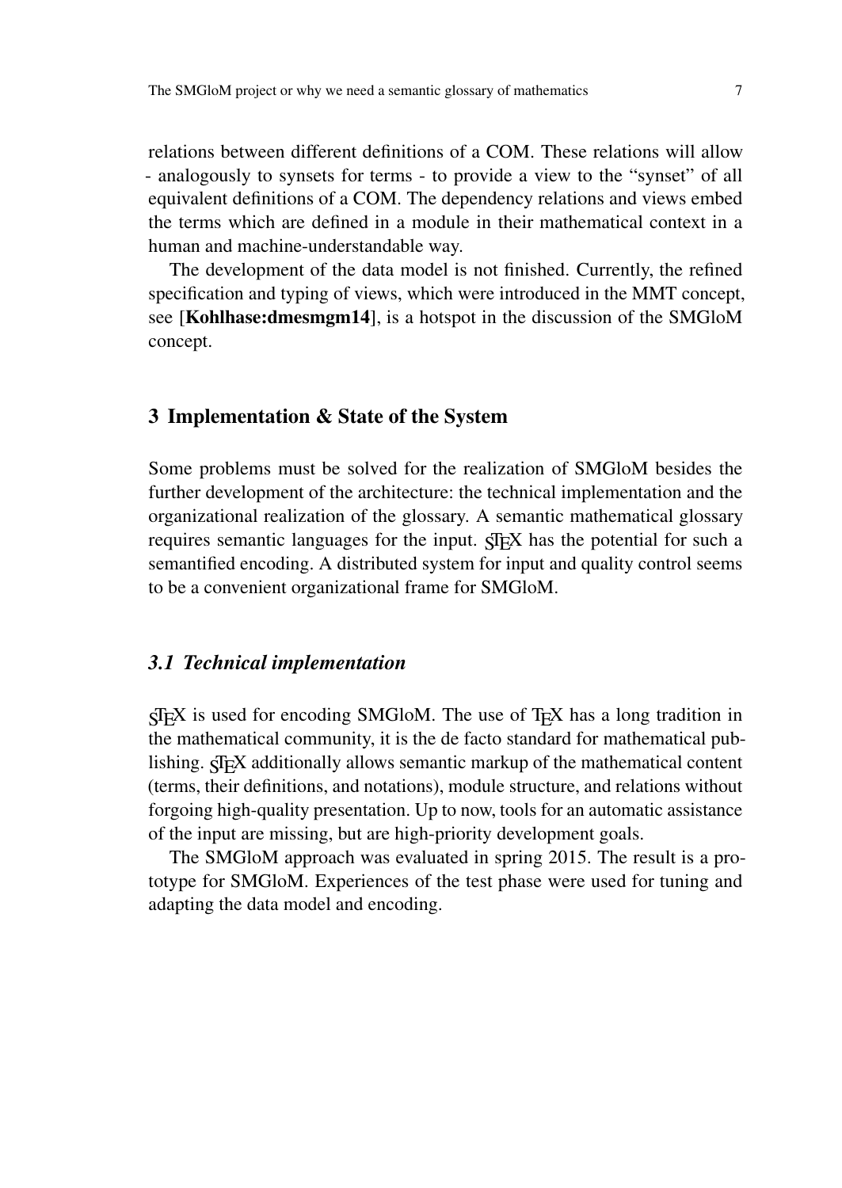relations between different definitions of a COM. These relations will allow - analogously to synsets for terms - to provide a view to the "synset" of all equivalent definitions of a COM. The dependency relations and views embed the terms which are defined in a module in their mathematical context in a human and machine-understandable way.

The development of the data model is not finished. Currently, the refined specification and typing of views, which were introduced in the MMT concept, see [**Kohlhase:dmesmgm14**], is a hotspot in the discussion of the SMGloM concept.

## 3 Implementation & State of the System

Some problems must be solved for the realization of SMGloM besides the further development of the architecture: the technical implementation and the organizational realization of the glossary. A semantic mathematical glossary requires semantic languages for the input. sTeX has the potential for such a semantified encoding. A distributed system for input and quality control seems to be a convenient organizational frame for SMGloM.

### *3.1 Technical implementation*

sTeX is used for encoding SMGloM. The use of TeX has a long tradition in the mathematical community, it is the de facto standard for mathematical publishing. sTeX additionally allows semantic markup of the mathematical content (terms, their definitions, and notations), module structure, and relations without forgoing high-quality presentation. Up to now, tools for an automatic assistance of the input are missing, but are high-priority development goals.

The SMGloM approach was evaluated in spring 2015. The result is a prototype for SMGloM. Experiences of the test phase were used for tuning and adapting the data model and encoding.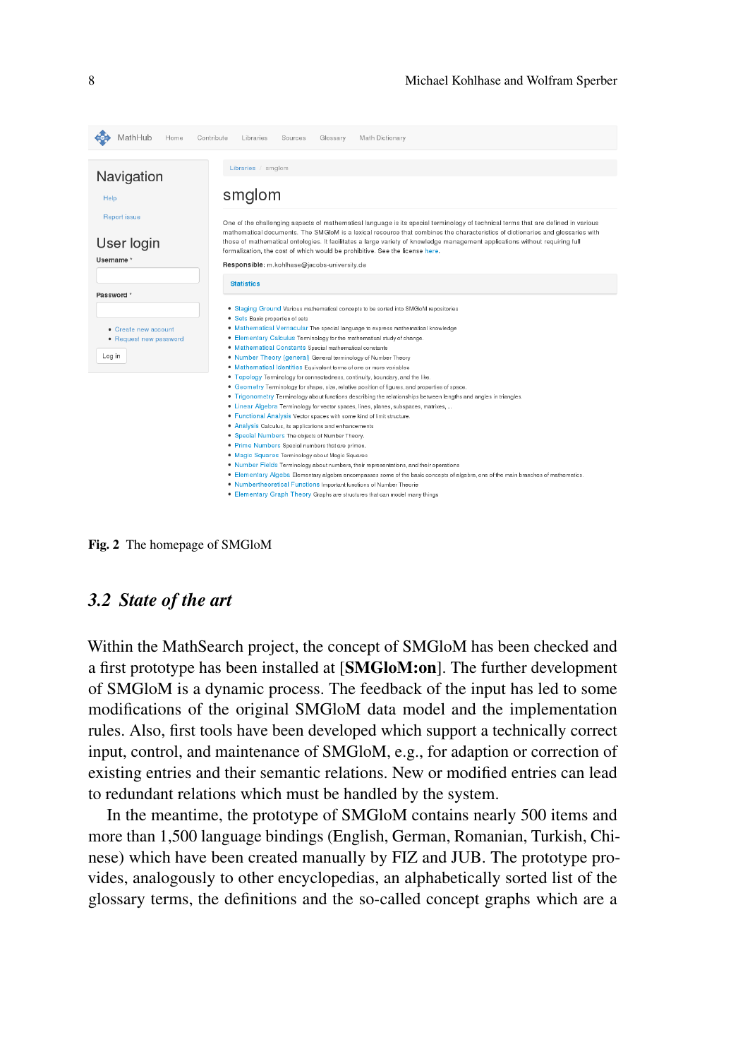**Fig. 2** The homepage of SMGloM

## 3.2 State of the art

Within the MathSearch project, the concept of SMGloM has been checked and a first prototype has been installed at [**SMGloM:on**]. The further development of SMGloM is a dynamic process. The feedback of the input has led to some modifications of the original SMGloM data model and the implementation rules. Also, first tools have been developed which support a technically correct input, control, and maintenance of SMGloM, e.g., for adaption or correction of existing entries and their semantic relations. New or modified entries can lead to redundant relations which must be handled by the system.

In the meantime, the prototype of SMGloM contains nearly 500 items and more than 1,500 language bindings (English, German, Romanian, Turkish, Chinese) which have been created manually by FIZ and JUB. The prototype provides, analogously to other encyclopedias, an alphabetically sorted list of the glossary terms, the definitions and the so-called concept graphs which are a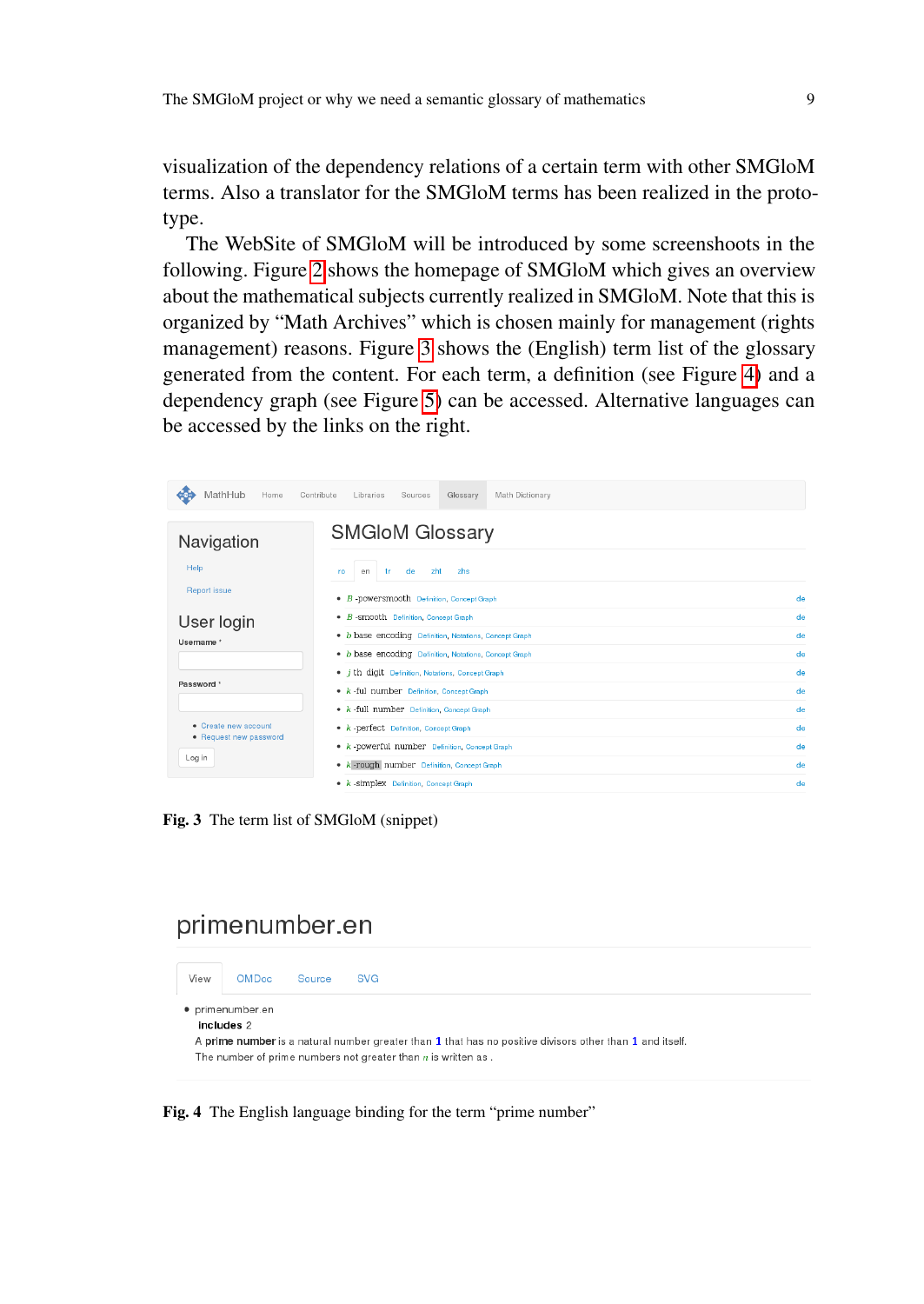visualization of the dependency relations of a certain term with other SMGloM terms. Also a translator for the SMGloM terms has been realized in the prototype.

The WebSite of SMGloM will be introduced by some screenshoots in the following. Figure 2 shows the homepage of SMGloM which gives an overview about the mathematical subjects currently realized in SMGloM. Note that this is organized by "Math Archives" which is chosen mainly for management (rights management) reasons. Figure 3 shows the (English) term list of the glossary generated from the content. For each term, a definition (see Figure 4) and a dependency graph (see Figure 5) can be accessed. Alternative languages can be accessed by the links on the right.

MathHub Home Contribute Libraries Sources Glossary Math Dictionary

**Navigation**

Help

Report issue

**User login**

Username *

Password *

- Create new account
- Request new password

Log in

**SMGloM Glossary**

ro en tr de zht zhs

- $B$-powersmooth Definition, Concept Graph de
- $B$-smooth Definition, Concept Graph de
- $b$ base encoding Definition, Notations, Concept Graph de
- $b$ base encoding Definition, Notations, Concept Graph de
- $j$ th digit Definition, Notations, Concept Graph de
- $k$-ful number Definition, Concept Graph de
- $k$-full number Definition, Concept Graph de
- $k$-perfect Definition, Concept Graph de
- $k$-powerful number Definition, Concept Graph de
- $k$-rough number Definition, Concept Graph de
- $k$-simplex Definition, Concept Graph de

**Fig. 3** The term list of SMGloM (snippet)

primenumber.en

View OMDoc Source SVG

- primenumber.en

**includes** 2

A **prime number** is a natural number greater than **1** that has no positive divisors other than **1** and itself.

The number of prime numbers not greater than $n$ is written as .

**Fig. 4** The English language binding for the term "prime number"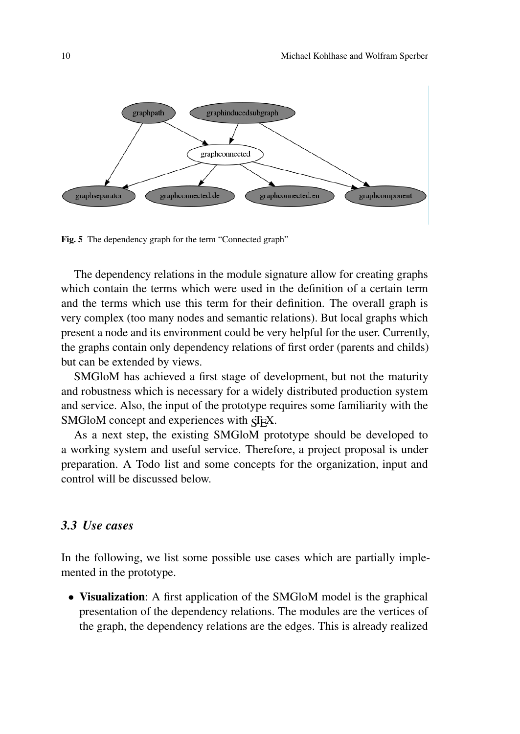Fig. 5 The dependency graph for the term “Connected graph”

The dependency relations in the module signature allow for creating graphs which contain the terms which were used in the definition of a certain term and the terms which use this term for their definition. The overall graph is very complex (too many nodes and semantic relations). But local graphs which present a node and its environment could be very helpful for the user. Currently, the graphs contain only dependency relations of first order (parents and childs) but can be extended by views.

SMGloM has achieved a first stage of development, but not the maturity and robustness which is necessary for a widely distributed production system and service. Also, the input of the prototype requires some familiarity with the SMGloM concept and experiences with sTeX.

As a next step, the existing SMGloM prototype should be developed to a working system and useful service. Therefore, a project proposal is under preparation. A Todo list and some concepts for the organization, input and control will be discussed below.

### *3.3 Use cases*

In the following, we list some possible use cases which are partially implemented in the prototype.

- **Visualization**: A first application of the SMGloM model is the graphical presentation of the dependency relations. The modules are the vertices of the graph, the dependency relations are the edges. This is already realized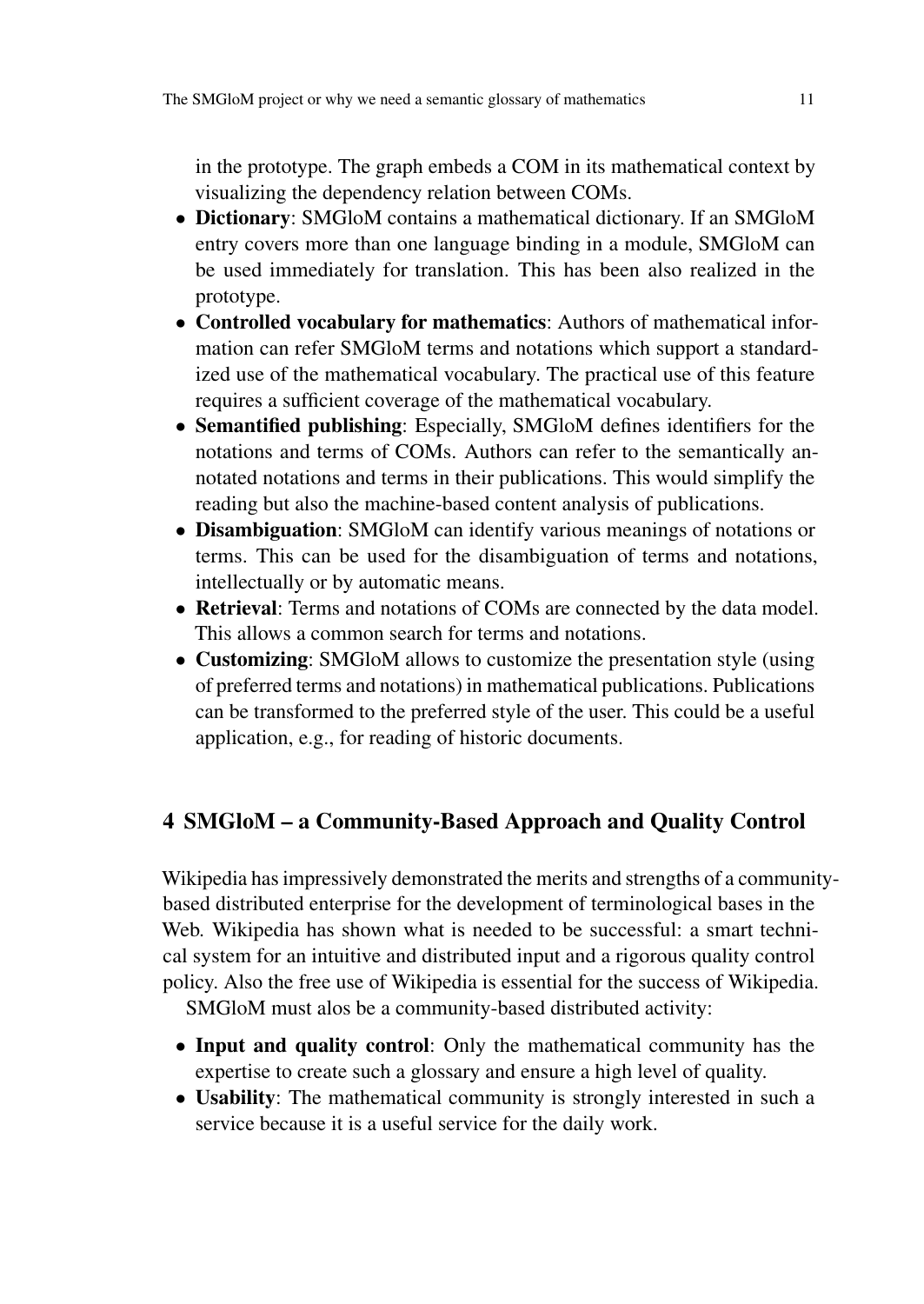in the prototype. The graph embeds a COM in its mathematical context by visualizing the dependency relation between COMs.

- **Dictionary**: SMGloM contains a mathematical dictionary. If an SMGloM entry covers more than one language binding in a module, SMGloM can be used immediately for translation. This has been also realized in the prototype.
- **Controlled vocabulary for mathematics**: Authors of mathematical information can refer SMGloM terms and notations which support a standardized use of the mathematical vocabulary. The practical use of this feature requires a sufficient coverage of the mathematical vocabulary.
- **Semantified publishing**: Especially, SMGloM defines identifiers for the notations and terms of COMs. Authors can refer to the semantically annotated notations and terms in their publications. This would simplify the reading but also the machine-based content analysis of publications.
- **Disambiguation**: SMGloM can identify various meanings of notations or terms. This can be used for the disambiguation of terms and notations, intellectually or by automatic means.
- **Retrieval**: Terms and notations of COMs are connected by the data model. This allows a common search for terms and notations.
- **Customizing**: SMGloM allows to customize the presentation style (using of preferred terms and notations) in mathematical publications. Publications can be transformed to the preferred style of the user. This could be a useful application, e.g., for reading of historic documents.

## 4 SMGloM – a Community-Based Approach and Quality Control

Wikipedia has impressively demonstrated the merits and strengths of a community-based distributed enterprise for the development of terminological bases in the Web. Wikipedia has shown what is needed to be successful: a smart technical system for an intuitive and distributed input and a rigorous quality control policy. Also the free use of Wikipedia is essential for the success of Wikipedia.

SMGloM must alos be a community-based distributed activity:

- **Input and quality control**: Only the mathematical community has the expertise to create such a glossary and ensure a high level of quality.
- **Usability**: The mathematical community is strongly interested in such a service because it is a useful service for the daily work.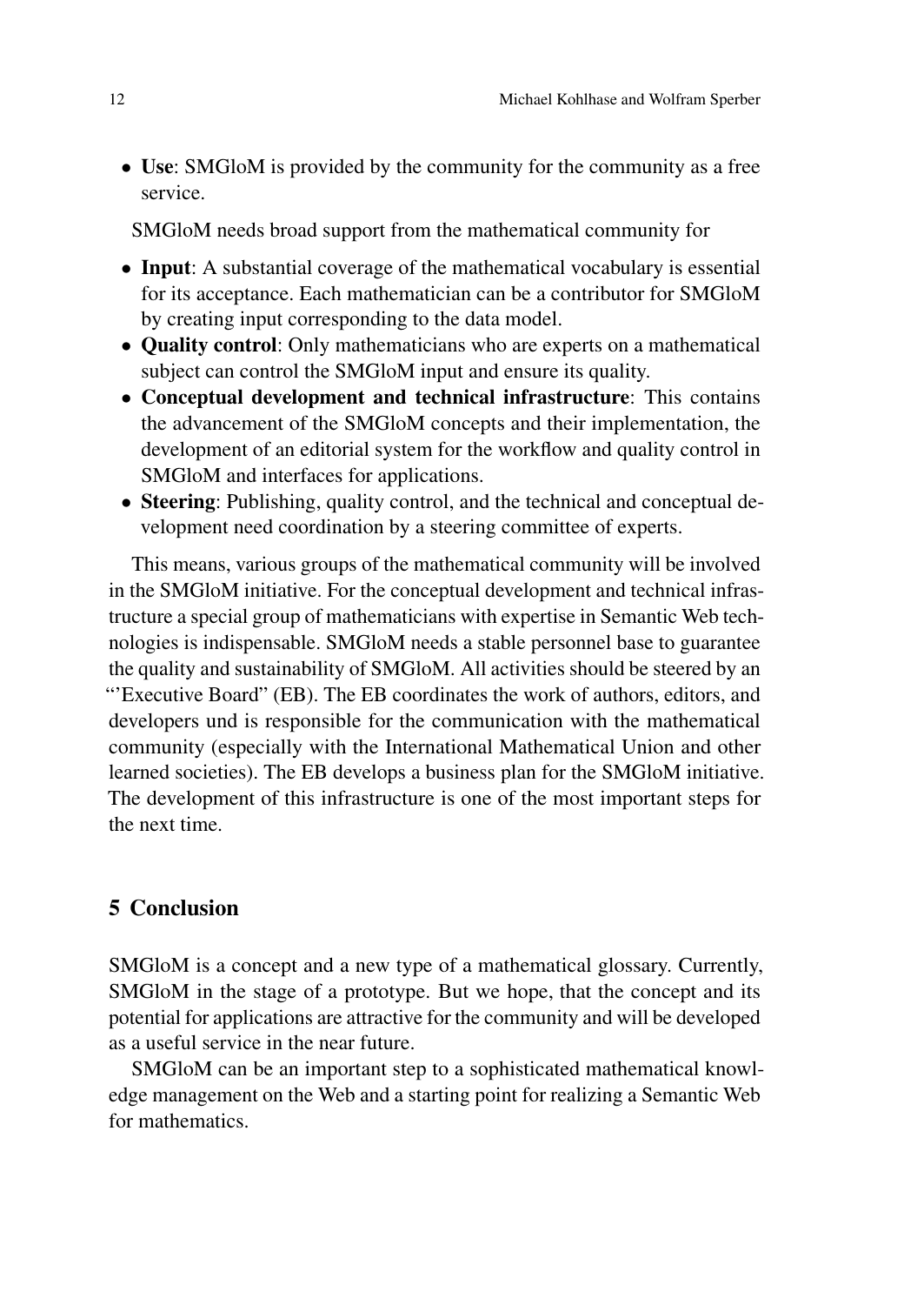- **Use**: SMGloM is provided by the community for the community as a free service.

SMGloM needs broad support from the mathematical community for

- **Input**: A substantial coverage of the mathematical vocabulary is essential for its acceptance. Each mathematician can be a contributor for SMGloM by creating input corresponding to the data model.
- **Quality control**: Only mathematicians who are experts on a mathematical subject can control the SMGloM input and ensure its quality.
- **Conceptual development and technical infrastructure**: This contains the advancement of the SMGloM concepts and their implementation, the development of an editorial system for the workflow and quality control in SMGloM and interfaces for applications.
- **Steering**: Publishing, quality control, and the technical and conceptual development need coordination by a steering committee of experts.

This means, various groups of the mathematical community will be involved in the SMGloM initiative. For the conceptual development and technical infrastructure a special group of mathematicians with expertise in Semantic Web technologies is indispensable. SMGloM needs a stable personnel base to guarantee the quality and sustainability of SMGloM. All activities should be steered by an "'Executive Board" (EB). The EB coordinates the work of authors, editors, and developers und is responsible for the communication with the mathematical community (especially with the International Mathematical Union and other learned societies). The EB develops a business plan for the SMGloM initiative. The development of this infrastructure is one of the most important steps for the next time.

## 5 Conclusion

SMGloM is a concept and a new type of a mathematical glossary. Currently, SMGloM in the stage of a prototype. But we hope, that the concept and its potential for applications are attractive for the community and will be developed as a useful service in the near future.

SMGloM can be an important step to a sophisticated mathematical knowledge management on the Web and a starting point for realizing a Semantic Web for mathematics.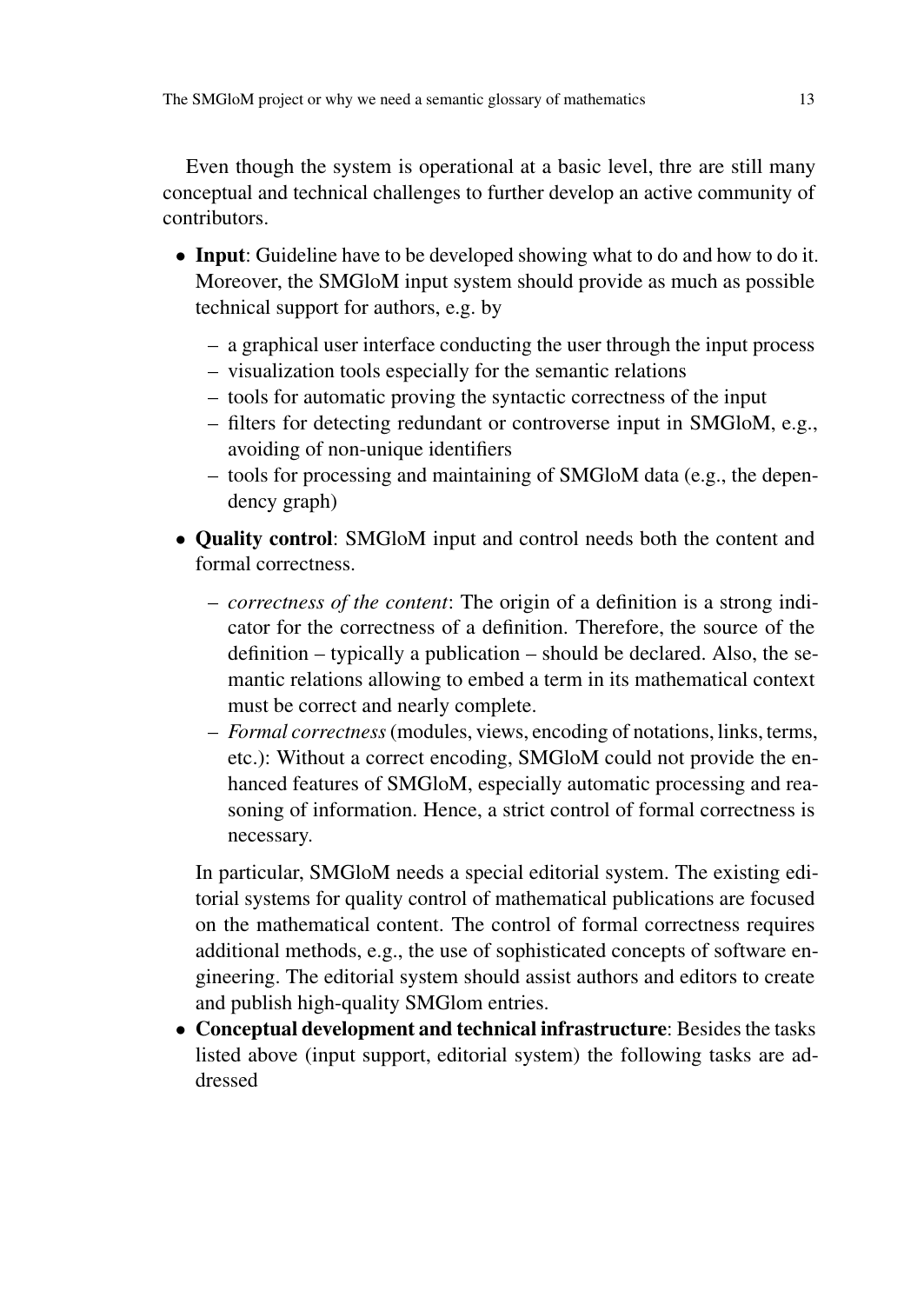Even though the system is operational at a basic level, thre are still many conceptual and technical challenges to further develop an active community of contributors.

- **Input**: Guideline have to be developed showing what to do and how to do it. Moreover, the SMGloM input system should provide as much as possible technical support for authors, e.g. by
  - a graphical user interface conducting the user through the input process
  - visualization tools especially for the semantic relations
  - tools for automatic proving the syntactic correctness of the input
  - filters for detecting redundant or controverse input in SMGloM, e.g., avoiding of non-unique identifiers
  - tools for processing and maintaining of SMGloM data (e.g., the dependency graph)
- **Quality control**: SMGloM input and control needs both the content and formal correctness.
  - *correctness of the content*: The origin of a definition is a strong indicator for the correctness of a definition. Therefore, the source of the definition – typically a publication – should be declared. Also, the semantic relations allowing to embed a term in its mathematical context must be correct and nearly complete.
  - *Formal correctness* (modules, views, encoding of notations, links, terms, etc.): Without a correct encoding, SMGloM could not provide the enhanced features of SMGloM, especially automatic processing and reasoning of information. Hence, a strict control of formal correctness is necessary.

  In particular, SMGloM needs a special editorial system. The existing editorial systems for quality control of mathematical publications are focused on the mathematical content. The control of formal correctness requires additional methods, e.g., the use of sophisticated concepts of software engineering. The editorial system should assist authors and editors to create and publish high-quality SMGlom entries.
- **Conceptual development and technical infrastructure**: Besides the tasks listed above (input support, editorial system) the following tasks are addressed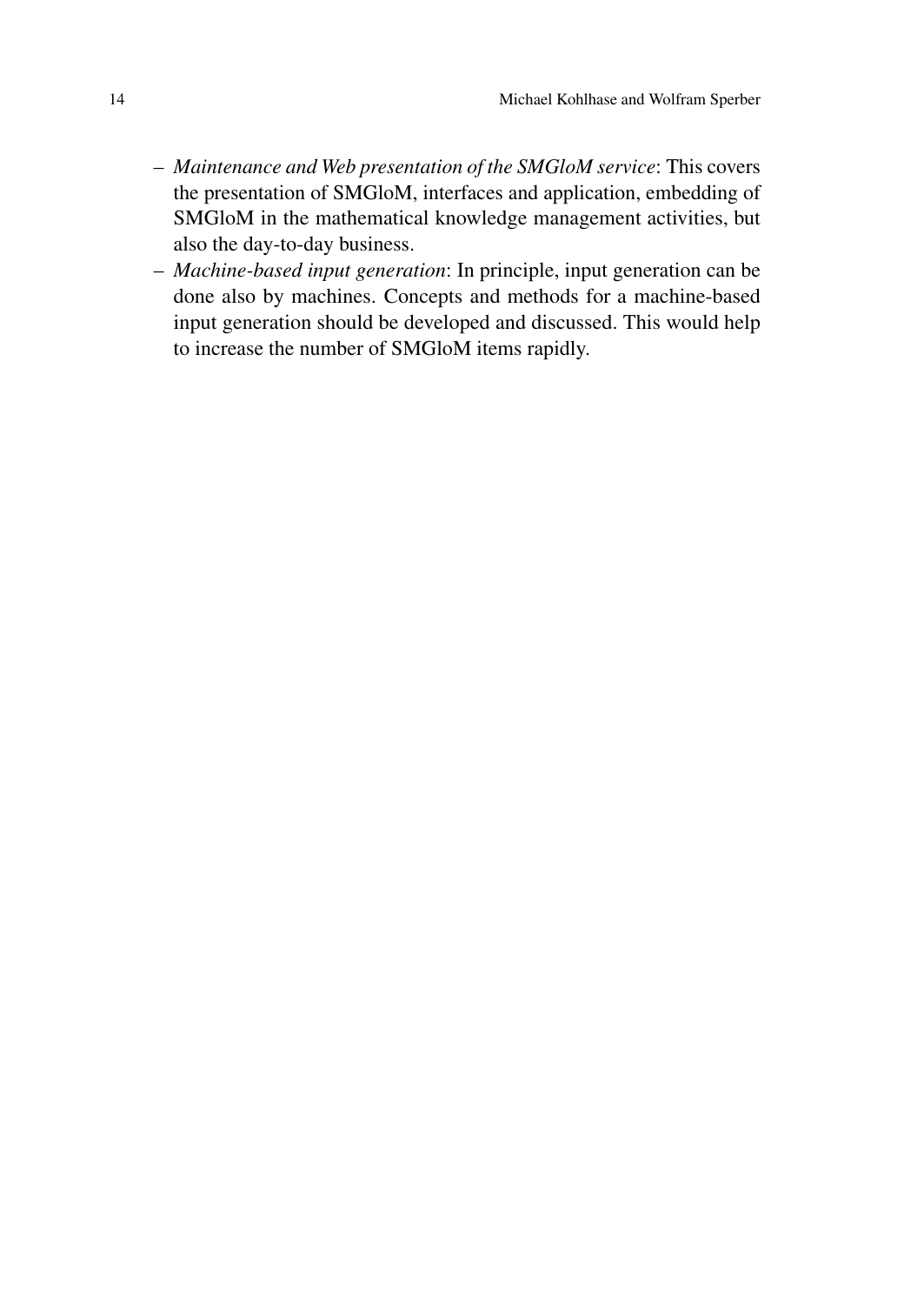- *Maintenance and Web presentation of the SMGloM service*: This covers the presentation of SMGloM, interfaces and application, embedding of SMGloM in the mathematical knowledge management activities, but also the day-to-day business.
- *Machine-based input generation*: In principle, input generation can be done also by machines. Concepts and methods for a machine-based input generation should be developed and discussed. This would help to increase the number of SMGloM items rapidly.